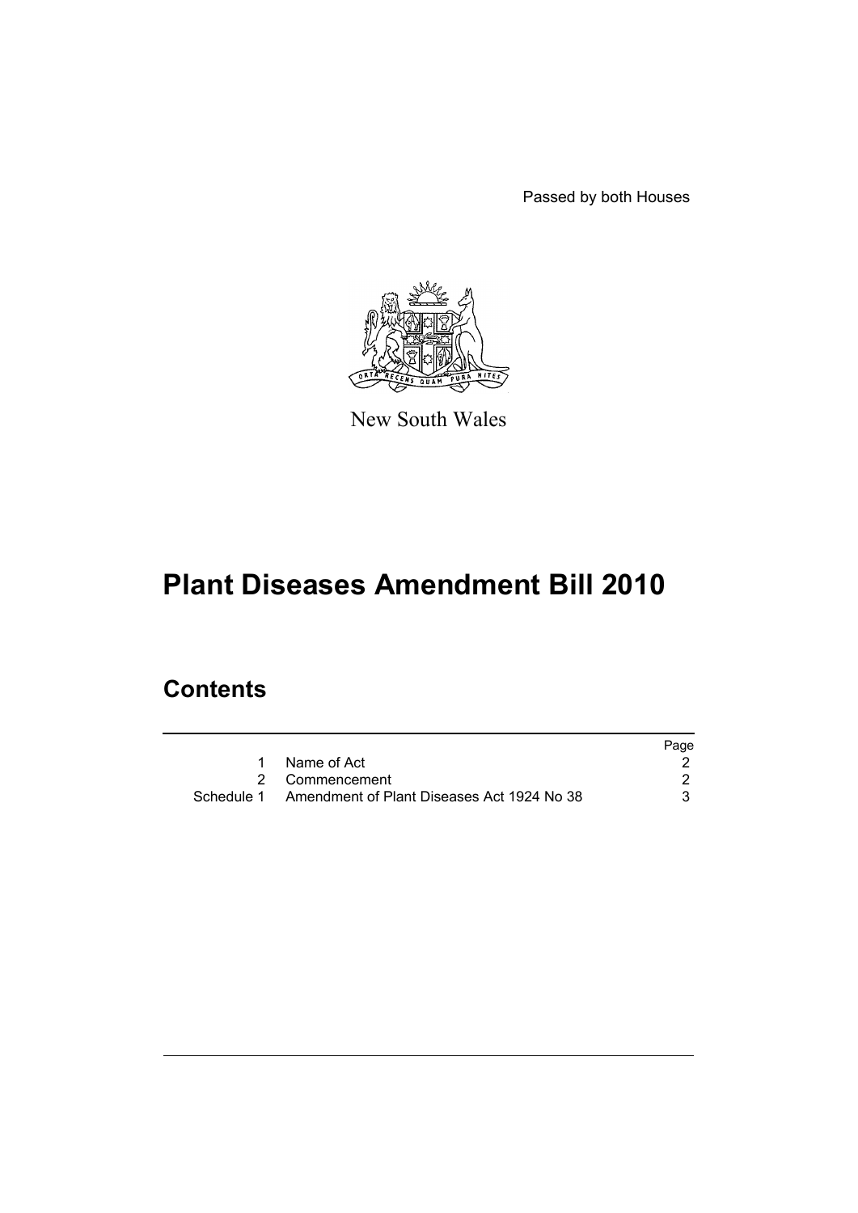Passed by both Houses

New South Wales

# Plant Diseases Amendment Bill 2010

## Contents

| | | Page |
|---|---|---|
| 1 | Name of Act | 2 |
| 2 | Commencement | 2 |
| Schedule 1 | Amendment of Plant Diseases Act 1924 No 38 | 3 |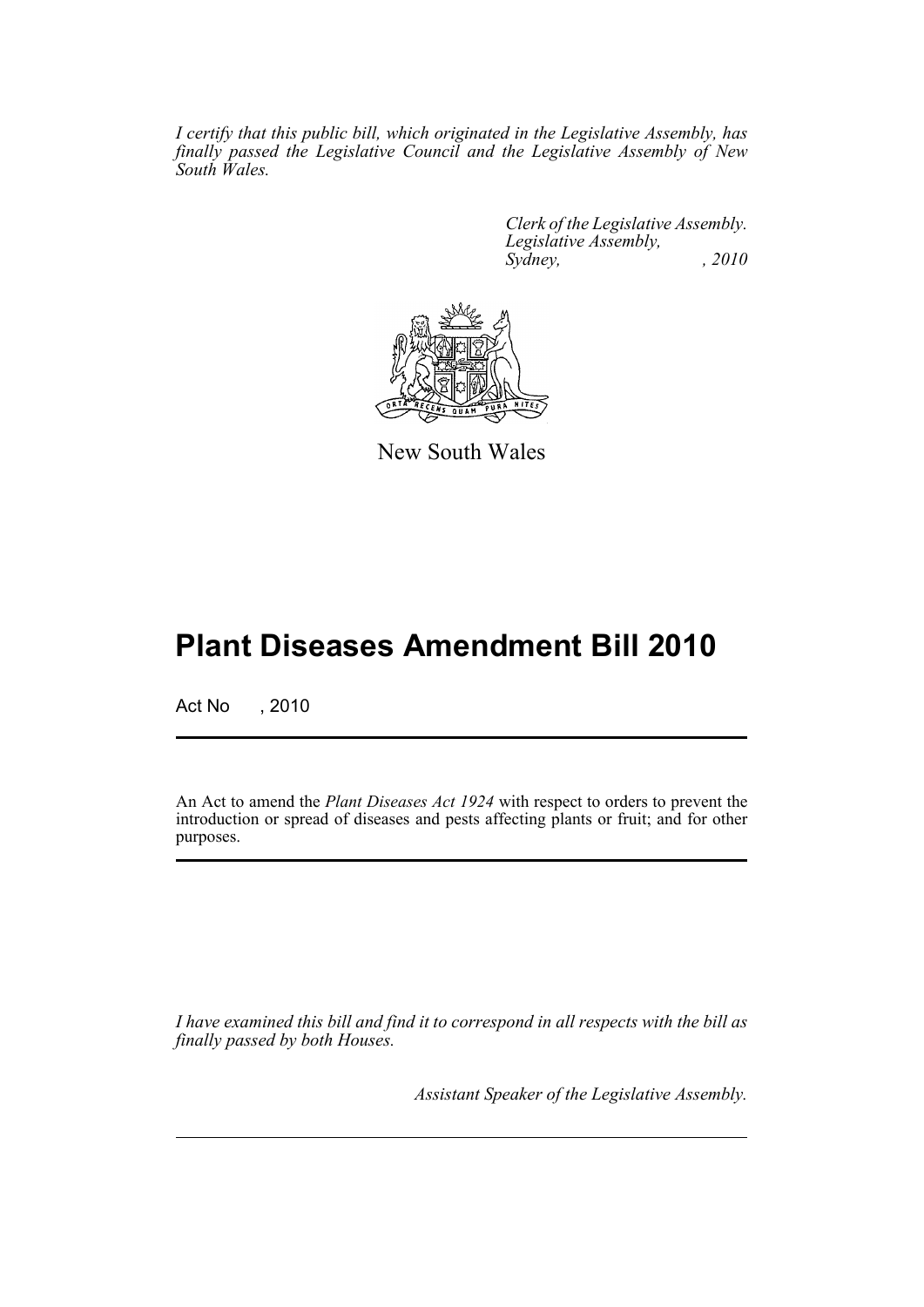*I certify that this public bill, which originated in the Legislative Assembly, has finally passed the Legislative Council and the Legislative Assembly of New South Wales.*

*Clerk of the Legislative Assembly.*
*Legislative Assembly,*
*Sydney, , 2010*

New South Wales

# Plant Diseases Amendment Bill 2010

Act No , 2010

An Act to amend the *Plant Diseases Act 1924* with respect to orders to prevent the introduction or spread of diseases and pests affecting plants or fruit; and for other purposes.

*I have examined this bill and find it to correspond in all respects with the bill as finally passed by both Houses.*

*Assistant Speaker of the Legislative Assembly.*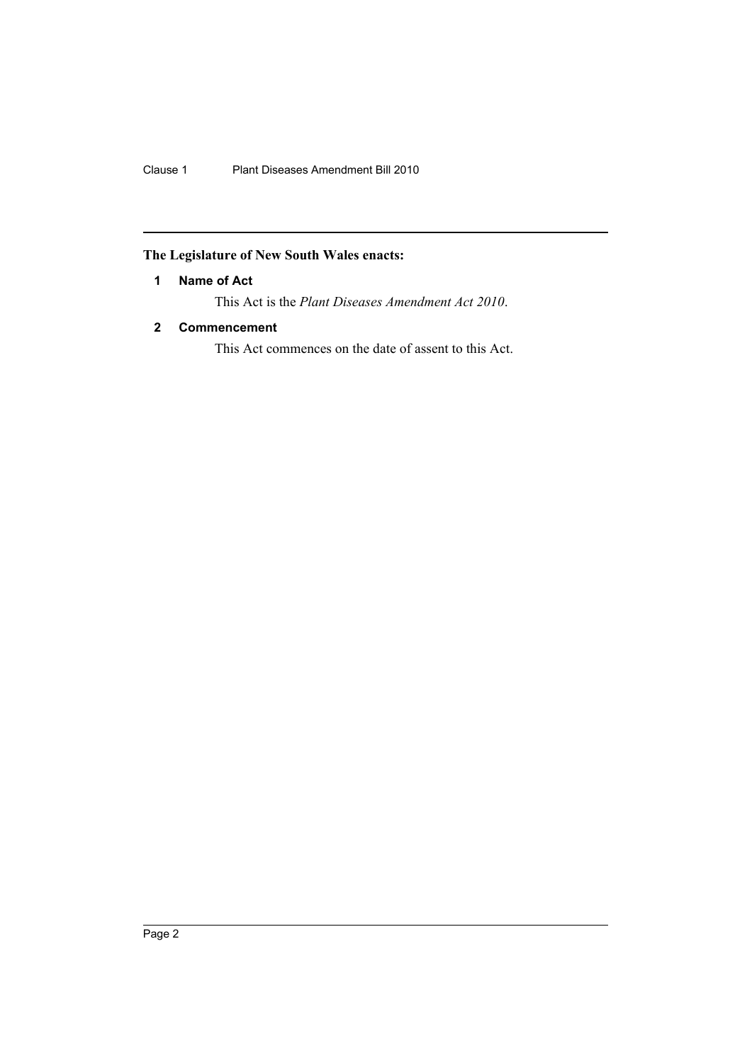**The Legislature of New South Wales enacts:**

### 1 Name of Act

This Act is the *Plant Diseases Amendment Act 2010*.

### 2 Commencement

This Act commences on the date of assent to this Act.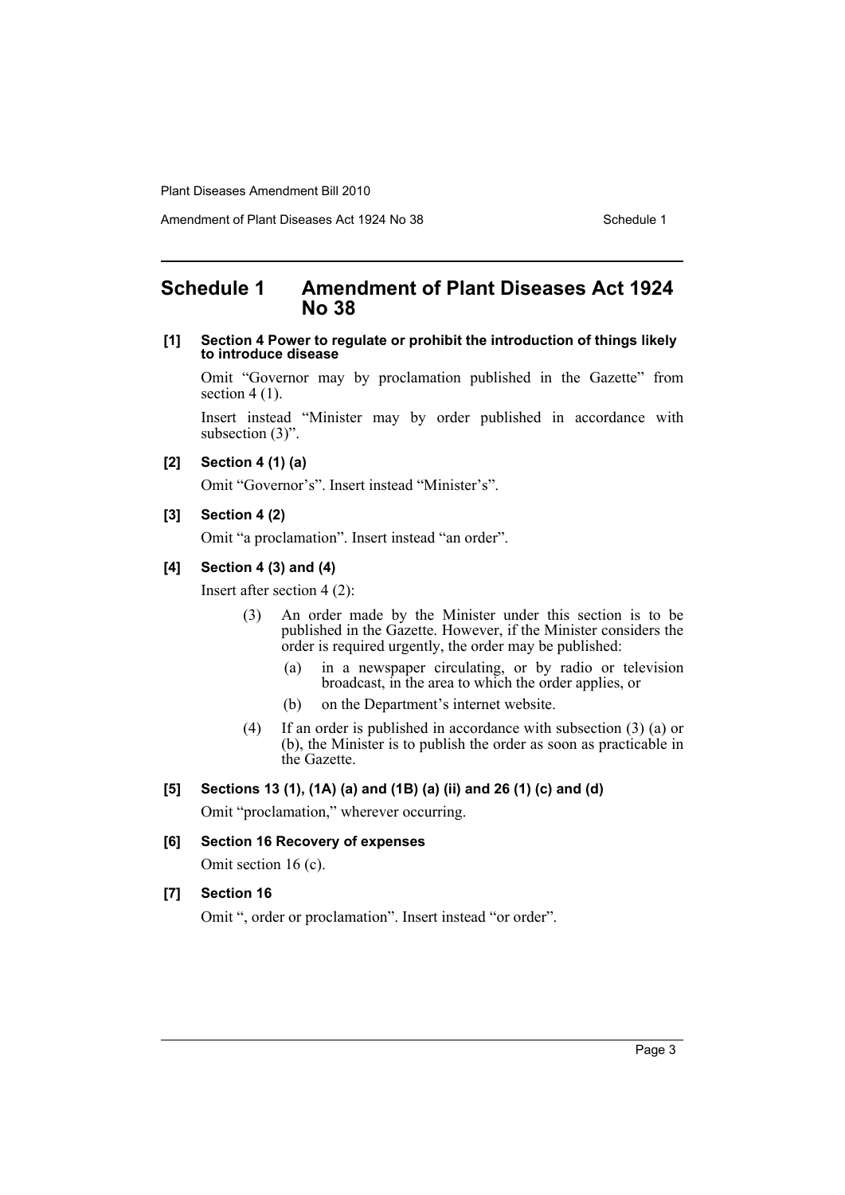# Schedule 1 Amendment of Plant Diseases Act 1924 No 38

**[1] Section 4 Power to regulate or prohibit the introduction of things likely to introduce disease**

Omit "Governor may by proclamation published in the Gazette" from section 4 (1).

Insert instead "Minister may by order published in accordance with subsection (3)".

**[2] Section 4 (1) (a)**

Omit "Governor's". Insert instead "Minister's".

**[3] Section 4 (2)**

Omit "a proclamation". Insert instead "an order".

**[4] Section 4 (3) and (4)**

Insert after section 4 (2):

> (3) An order made by the Minister under this section is to be published in the Gazette. However, if the Minister considers the order is required urgently, the order may be published:
>
> (a) in a newspaper circulating, or by radio or television broadcast, in the area to which the order applies, or
>
> (b) on the Department's internet website.
>
> (4) If an order is published in accordance with subsection (3) (a) or (b), the Minister is to publish the order as soon as practicable in the Gazette.

**[5] Sections 13 (1), (1A) (a) and (1B) (a) (ii) and 26 (1) (c) and (d)**

Omit "proclamation," wherever occurring.

**[6] Section 16 Recovery of expenses**

Omit section 16 (c).

**[7] Section 16**

Omit ", order or proclamation". Insert instead "or order".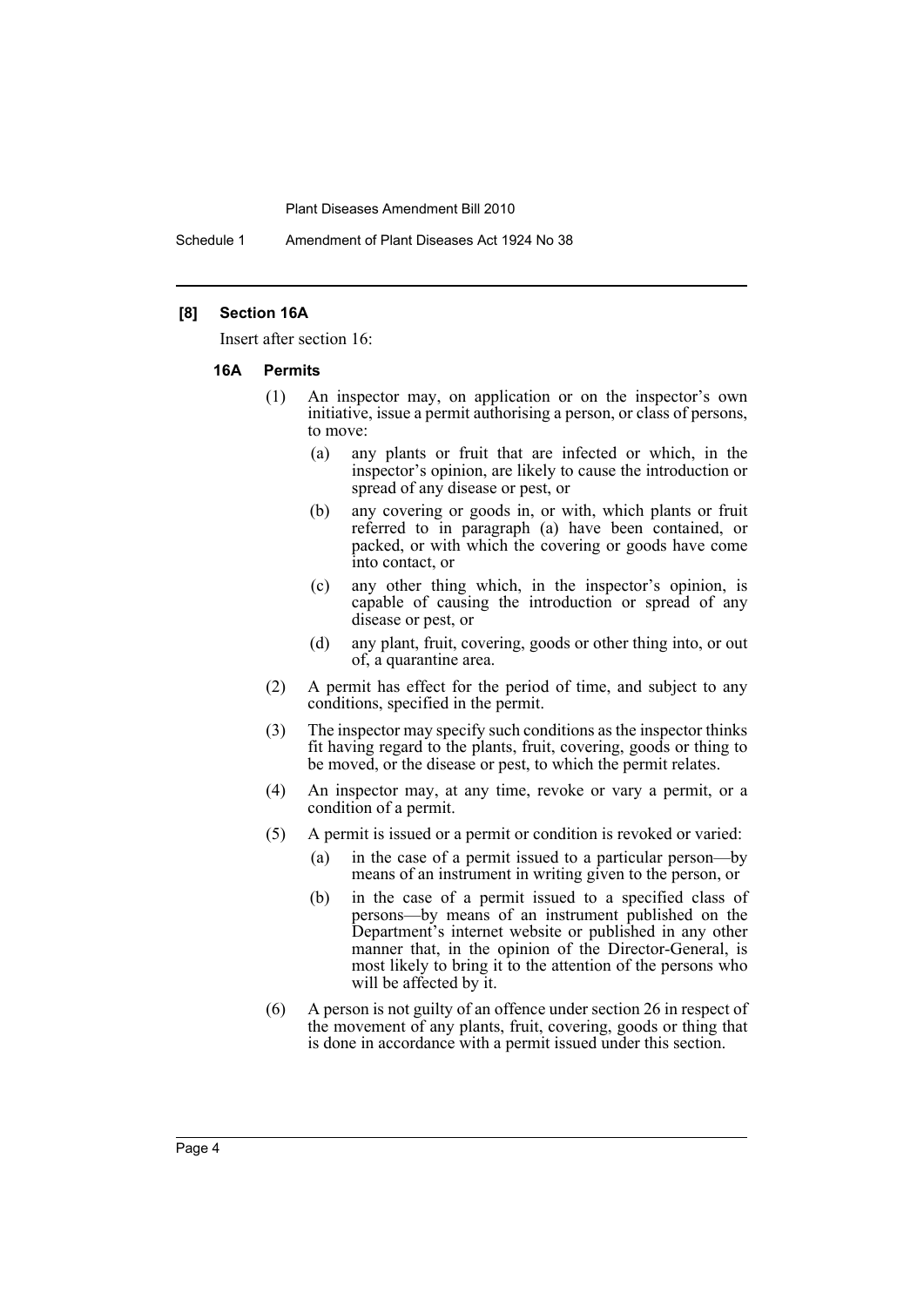### [8] Section 16A

Insert after section 16:

#### 16A Permits

(1) An inspector may, on application or on the inspector's own initiative, issue a permit authorising a person, or class of persons, to move:

(a) any plants or fruit that are infected or which, in the inspector's opinion, are likely to cause the introduction or spread of any disease or pest, or

(b) any covering or goods in, or with, which plants or fruit referred to in paragraph (a) have been contained, or packed, or with which the covering or goods have come into contact, or

(c) any other thing which, in the inspector's opinion, is capable of causing the introduction or spread of any disease or pest, or

(d) any plant, fruit, covering, goods or other thing into, or out of, a quarantine area.

(2) A permit has effect for the period of time, and subject to any conditions, specified in the permit.

(3) The inspector may specify such conditions as the inspector thinks fit having regard to the plants, fruit, covering, goods or thing to be moved, or the disease or pest, to which the permit relates.

(4) An inspector may, at any time, revoke or vary a permit, or a condition of a permit.

(5) A permit is issued or a permit or condition is revoked or varied:

(a) in the case of a permit issued to a particular person—by means of an instrument in writing given to the person, or

(b) in the case of a permit issued to a specified class of persons—by means of an instrument published on the Department's internet website or published in any other manner that, in the opinion of the Director-General, is most likely to bring it to the attention of the persons who will be affected by it.

(6) A person is not guilty of an offence under section 26 in respect of the movement of any plants, fruit, covering, goods or thing that is done in accordance with a permit issued under this section.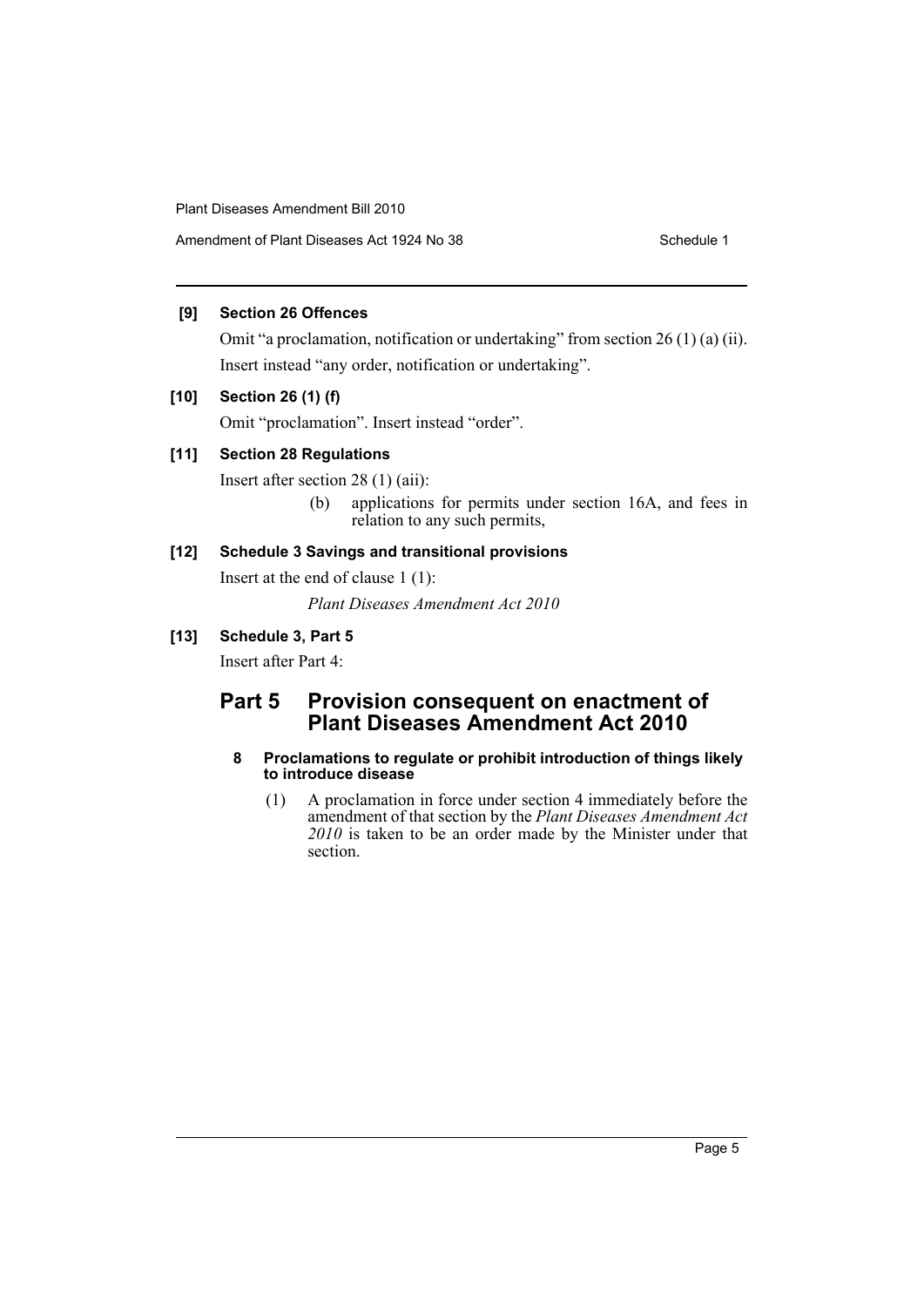**[9] Section 26 Offences**

Omit "a proclamation, notification or undertaking" from section 26 (1) (a) (ii). Insert instead "any order, notification or undertaking".

**[10] Section 26 (1) (f)**

Omit "proclamation". Insert instead "order".

**[11] Section 28 Regulations**

Insert after section 28 (1) (aii):

(b) applications for permits under section 16A, and fees in relation to any such permits,

**[12] Schedule 3 Savings and transitional provisions**

Insert at the end of clause 1 (1):

*Plant Diseases Amendment Act 2010*

**[13] Schedule 3, Part 5**

Insert after Part 4:

## Part 5 Provision consequent on enactment of Plant Diseases Amendment Act 2010

**8 Proclamations to regulate or prohibit introduction of things likely to introduce disease**

(1) A proclamation in force under section 4 immediately before the amendment of that section by the *Plant Diseases Amendment Act 2010* is taken to be an order made by the Minister under that section.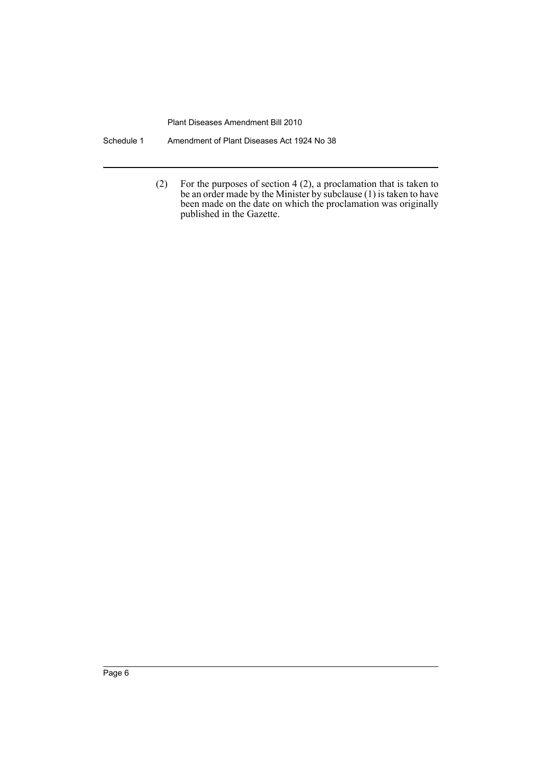(2) For the purposes of section 4 (2), a proclamation that is taken to be an order made by the Minister by subclause (1) is taken to have been made on the date on which the proclamation was originally published in the Gazette.